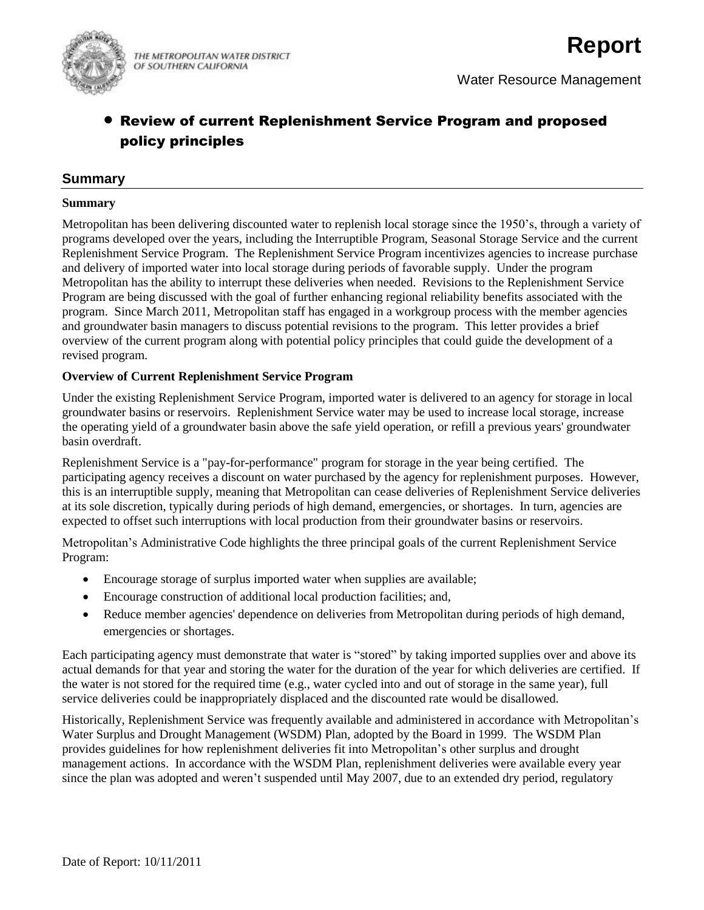THE METROPOLITAN WATER DISTRICT OF SOUTHERN CALIFORNIA

# Report

Water Resource Management

## • Review of current Replenishment Service Program and proposed policy principles

## Summary

**Summary**

Metropolitan has been delivering discounted water to replenish local storage since the 1950's, through a variety of programs developed over the years, including the Interruptible Program, Seasonal Storage Service and the current Replenishment Service Program. The Replenishment Service Program incentivizes agencies to increase purchase and delivery of imported water into local storage during periods of favorable supply. Under the program Metropolitan has the ability to interrupt these deliveries when needed. Revisions to the Replenishment Service Program are being discussed with the goal of further enhancing regional reliability benefits associated with the program. Since March 2011, Metropolitan staff has engaged in a workgroup process with the member agencies and groundwater basin managers to discuss potential revisions to the program. This letter provides a brief overview of the current program along with potential policy principles that could guide the development of a revised program.

**Overview of Current Replenishment Service Program**

Under the existing Replenishment Service Program, imported water is delivered to an agency for storage in local groundwater basins or reservoirs. Replenishment Service water may be used to increase local storage, increase the operating yield of a groundwater basin above the safe yield operation, or refill a previous years' groundwater basin overdraft.

Replenishment Service is a "pay-for-performance" program for storage in the year being certified. The participating agency receives a discount on water purchased by the agency for replenishment purposes. However, this is an interruptible supply, meaning that Metropolitan can cease deliveries of Replenishment Service deliveries at its sole discretion, typically during periods of high demand, emergencies, or shortages. In turn, agencies are expected to offset such interruptions with local production from their groundwater basins or reservoirs.

Metropolitan's Administrative Code highlights the three principal goals of the current Replenishment Service Program:

- Encourage storage of surplus imported water when supplies are available;
- Encourage construction of additional local production facilities; and,
- Reduce member agencies' dependence on deliveries from Metropolitan during periods of high demand, emergencies or shortages.

Each participating agency must demonstrate that water is "stored" by taking imported supplies over and above its actual demands for that year and storing the water for the duration of the year for which deliveries are certified. If the water is not stored for the required time (e.g., water cycled into and out of storage in the same year), full service deliveries could be inappropriately displaced and the discounted rate would be disallowed.

Historically, Replenishment Service was frequently available and administered in accordance with Metropolitan's Water Surplus and Drought Management (WSDM) Plan, adopted by the Board in 1999. The WSDM Plan provides guidelines for how replenishment deliveries fit into Metropolitan's other surplus and drought management actions. In accordance with the WSDM Plan, replenishment deliveries were available every year since the plan was adopted and weren't suspended until May 2007, due to an extended dry period, regulatory

Date of Report: 10/11/2011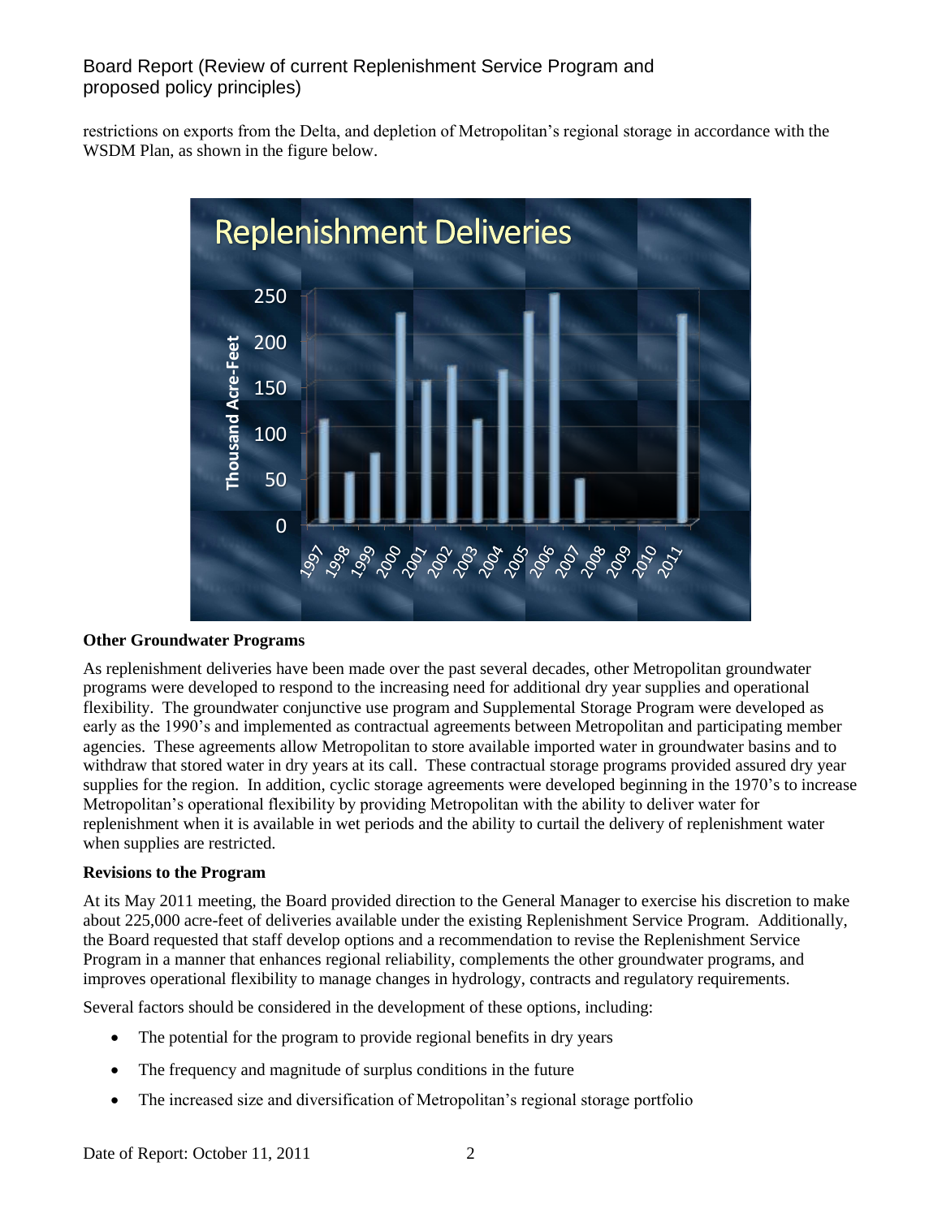restrictions on exports from the Delta, and depletion of Metropolitan's regional storage in accordance with the WSDM Plan, as shown in the figure below.

Replenishment Deliveries

Thousand Acre-Feet

250
200
150
100
50
0

1997 1998 1999 2000 2001 2002 2003 2004 2005 2006 2007 2008 2009 2010 2011

**Other Groundwater Programs**

As replenishment deliveries have been made over the past several decades, other Metropolitan groundwater programs were developed to respond to the increasing need for additional dry year supplies and operational flexibility. The groundwater conjunctive use program and Supplemental Storage Program were developed as early as the 1990's and implemented as contractual agreements between Metropolitan and participating member agencies. These agreements allow Metropolitan to store available imported water in groundwater basins and to withdraw that stored water in dry years at its call. These contractual storage programs provided assured dry year supplies for the region. In addition, cyclic storage agreements were developed beginning in the 1970's to increase Metropolitan's operational flexibility by providing Metropolitan with the ability to deliver water for replenishment when it is available in wet periods and the ability to curtail the delivery of replenishment water when supplies are restricted.

**Revisions to the Program**

At its May 2011 meeting, the Board provided direction to the General Manager to exercise his discretion to make about 225,000 acre-feet of deliveries available under the existing Replenishment Service Program. Additionally, the Board requested that staff develop options and a recommendation to revise the Replenishment Service Program in a manner that enhances regional reliability, complements the other groundwater programs, and improves operational flexibility to manage changes in hydrology, contracts and regulatory requirements.

Several factors should be considered in the development of these options, including:

- The potential for the program to provide regional benefits in dry years
- The frequency and magnitude of surplus conditions in the future
- The increased size and diversification of Metropolitan's regional storage portfolio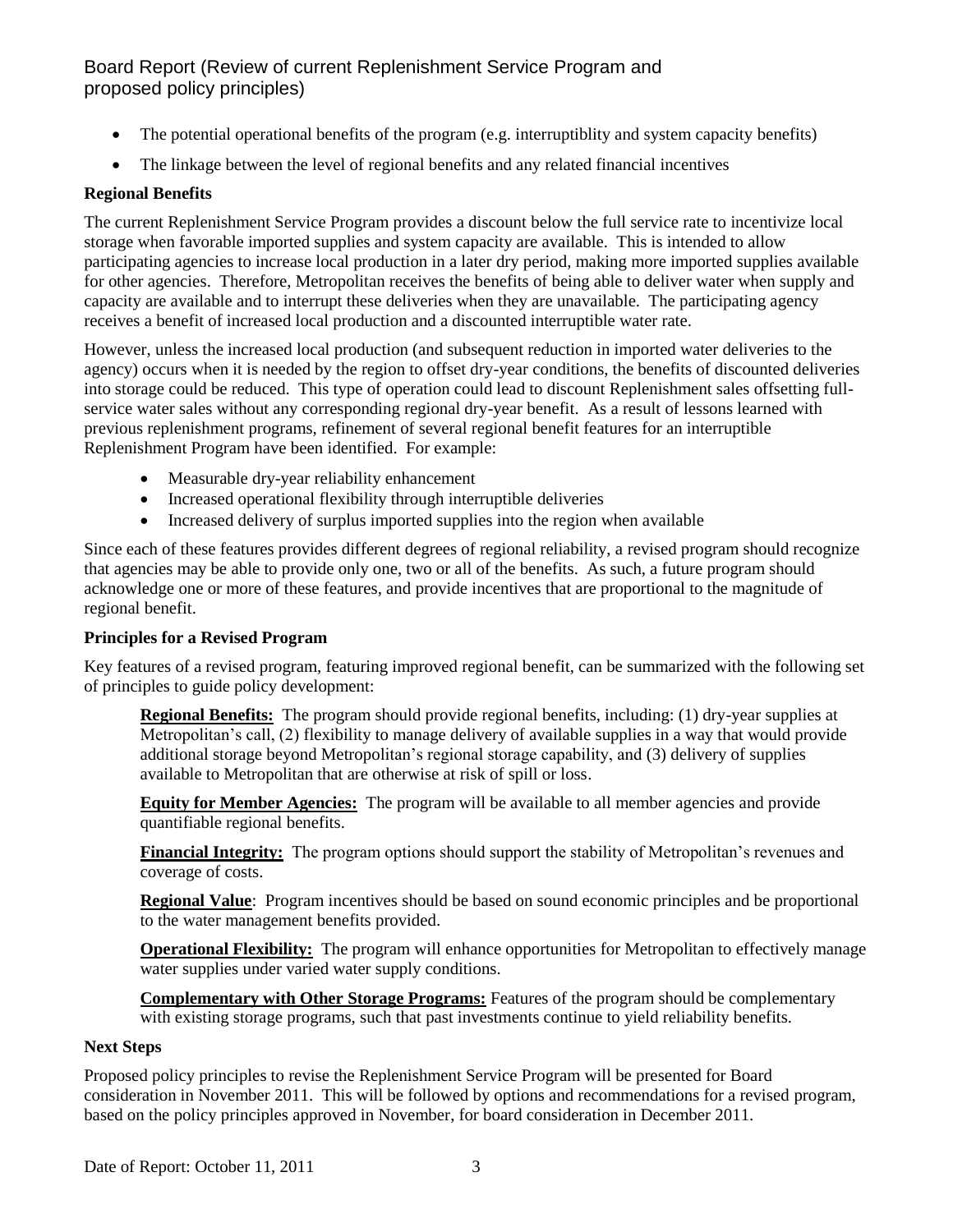- The potential operational benefits of the program (e.g. interruptiblity and system capacity benefits)
- The linkage between the level of regional benefits and any related financial incentives

**Regional Benefits**

The current Replenishment Service Program provides a discount below the full service rate to incentivize local storage when favorable imported supplies and system capacity are available. This is intended to allow participating agencies to increase local production in a later dry period, making more imported supplies available for other agencies. Therefore, Metropolitan receives the benefits of being able to deliver water when supply and capacity are available and to interrupt these deliveries when they are unavailable. The participating agency receives a benefit of increased local production and a discounted interruptible water rate.

However, unless the increased local production (and subsequent reduction in imported water deliveries to the agency) occurs when it is needed by the region to offset dry-year conditions, the benefits of discounted deliveries into storage could be reduced. This type of operation could lead to discount Replenishment sales offsetting full-service water sales without any corresponding regional dry-year benefit. As a result of lessons learned with previous replenishment programs, refinement of several regional benefit features for an interruptible Replenishment Program have been identified. For example:

- Measurable dry-year reliability enhancement
- Increased operational flexibility through interruptible deliveries
- Increased delivery of surplus imported supplies into the region when available

Since each of these features provides different degrees of regional reliability, a revised program should recognize that agencies may be able to provide only one, two or all of the benefits. As such, a future program should acknowledge one or more of these features, and provide incentives that are proportional to the magnitude of regional benefit.

**Principles for a Revised Program**

Key features of a revised program, featuring improved regional benefit, can be summarized with the following set of principles to guide policy development:

**Regional Benefits:** The program should provide regional benefits, including: (1) dry-year supplies at Metropolitan's call, (2) flexibility to manage delivery of available supplies in a way that would provide additional storage beyond Metropolitan's regional storage capability, and (3) delivery of supplies available to Metropolitan that are otherwise at risk of spill or loss.

**Equity for Member Agencies:** The program will be available to all member agencies and provide quantifiable regional benefits.

**Financial Integrity:** The program options should support the stability of Metropolitan's revenues and coverage of costs.

**Regional Value**: Program incentives should be based on sound economic principles and be proportional to the water management benefits provided.

**Operational Flexibility:** The program will enhance opportunities for Metropolitan to effectively manage water supplies under varied water supply conditions.

**Complementary with Other Storage Programs:** Features of the program should be complementary with existing storage programs, such that past investments continue to yield reliability benefits.

**Next Steps**

Proposed policy principles to revise the Replenishment Service Program will be presented for Board consideration in November 2011. This will be followed by options and recommendations for a revised program, based on the policy principles approved in November, for board consideration in December 2011.